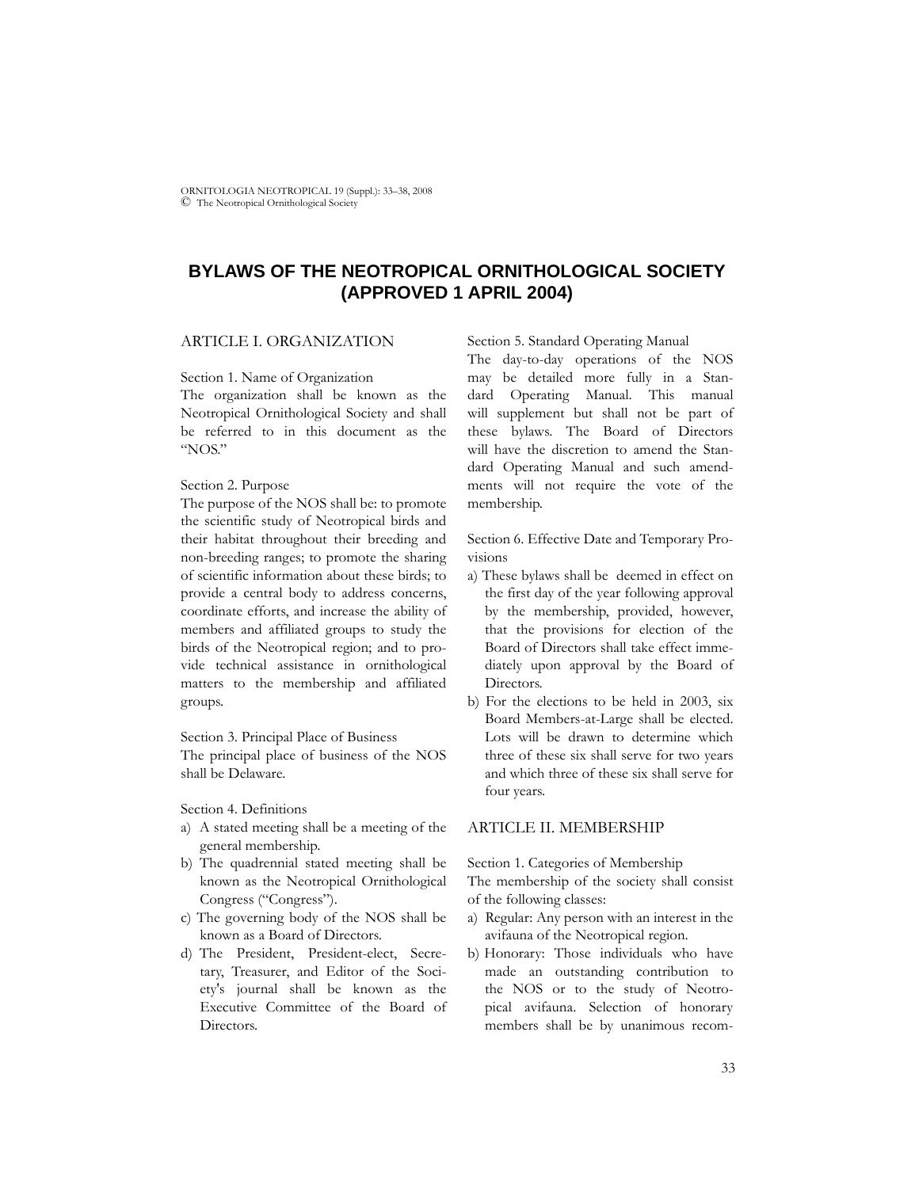# BYLAWS OF THE NEOTROPICAL ORNITHOLOGICAL SOCIETY (APPROVED 1 APRIL 2004)

## ARTICLE I. ORGANIZATION

Section 1. Name of Organization
The organization shall be known as the Neotropical Ornithological Society and shall be referred to in this document as the "NOS."

Section 2. Purpose
The purpose of the NOS shall be: to promote the scientific study of Neotropical birds and their habitat throughout their breeding and non-breeding ranges; to promote the sharing of scientific information about these birds; to provide a central body to address concerns, coordinate efforts, and increase the ability of members and affiliated groups to study the birds of the Neotropical region; and to provide technical assistance in ornithological matters to the membership and affiliated groups.

Section 3. Principal Place of Business
The principal place of business of the NOS shall be Delaware.

Section 4. Definitions

a) A stated meeting shall be a meeting of the general membership.
b) The quadrennial stated meeting shall be known as the Neotropical Ornithological Congress ("Congress").
c) The governing body of the NOS shall be known as a Board of Directors.
d) The President, President-elect, Secretary, Treasurer, and Editor of the Society's journal shall be known as the Executive Committee of the Board of Directors.

Section 5. Standard Operating Manual
The day-to-day operations of the NOS may be detailed more fully in a Standard Operating Manual. This manual will supplement but shall not be part of these bylaws. The Board of Directors will have the discretion to amend the Standard Operating Manual and such amendments will not require the vote of the membership.

Section 6. Effective Date and Temporary Provisions

a) These bylaws shall be deemed in effect on the first day of the year following approval by the membership, provided, however, that the provisions for election of the Board of Directors shall take effect immediately upon approval by the Board of Directors.
b) For the elections to be held in 2003, six Board Members-at-Large shall be elected. Lots will be drawn to determine which three of these six shall serve for two years and which three of these six shall serve for four years.

## ARTICLE II. MEMBERSHIP

Section 1. Categories of Membership
The membership of the society shall consist of the following classes:

a) Regular: Any person with an interest in the avifauna of the Neotropical region.
b) Honorary: Those individuals who have made an outstanding contribution to the NOS or to the study of Neotropical avifauna. Selection of honorary members shall be by unanimous recom-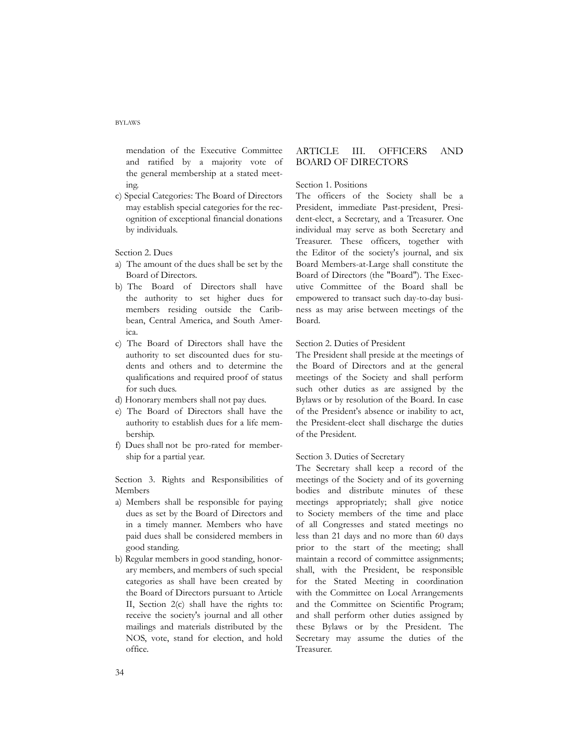mendation of the Executive Committee and ratified by a majority vote of the general membership at a stated meeting.

c) Special Categories: The Board of Directors may establish special categories for the recognition of exceptional financial donations by individuals.

Section 2. Dues

a) The amount of the dues shall be set by the Board of Directors.
b) The Board of Directors shall have the authority to set higher dues for members residing outside the Caribbean, Central America, and South America.
c) The Board of Directors shall have the authority to set discounted dues for students and others and to determine the qualifications and required proof of status for such dues.
d) Honorary members shall not pay dues.
e) The Board of Directors shall have the authority to establish dues for a life membership.
f) Dues shall not be pro-rated for membership for a partial year.

Section 3. Rights and Responsibilities of Members

a) Members shall be responsible for paying dues as set by the Board of Directors and in a timely manner. Members who have paid dues shall be considered members in good standing.
b) Regular members in good standing, honorary members, and members of such special categories as shall have been created by the Board of Directors pursuant to Article II, Section 2(c) shall have the rights to: receive the society's journal and all other mailings and materials distributed by the NOS, vote, stand for election, and hold office.

## ARTICLE III. OFFICERS AND BOARD OF DIRECTORS

Section 1. Positions

The officers of the Society shall be a President, immediate Past-president, President-elect, a Secretary, and a Treasurer. One individual may serve as both Secretary and Treasurer. These officers, together with the Editor of the society's journal, and six Board Members-at-Large shall constitute the Board of Directors (the "Board"). The Executive Committee of the Board shall be empowered to transact such day-to-day business as may arise between meetings of the Board.

Section 2. Duties of President

The President shall preside at the meetings of the Board of Directors and at the general meetings of the Society and shall perform such other duties as are assigned by the Bylaws or by resolution of the Board. In case of the President's absence or inability to act, the President-elect shall discharge the duties of the President.

Section 3. Duties of Secretary

The Secretary shall keep a record of the meetings of the Society and of its governing bodies and distribute minutes of these meetings appropriately; shall give notice to Society members of the time and place of all Congresses and stated meetings no less than 21 days and no more than 60 days prior to the start of the meeting; shall maintain a record of committee assignments; shall, with the President, be responsible for the Stated Meeting in coordination with the Committee on Local Arrangements and the Committee on Scientific Program; and shall perform other duties assigned by these Bylaws or by the President. The Secretary may assume the duties of the Treasurer.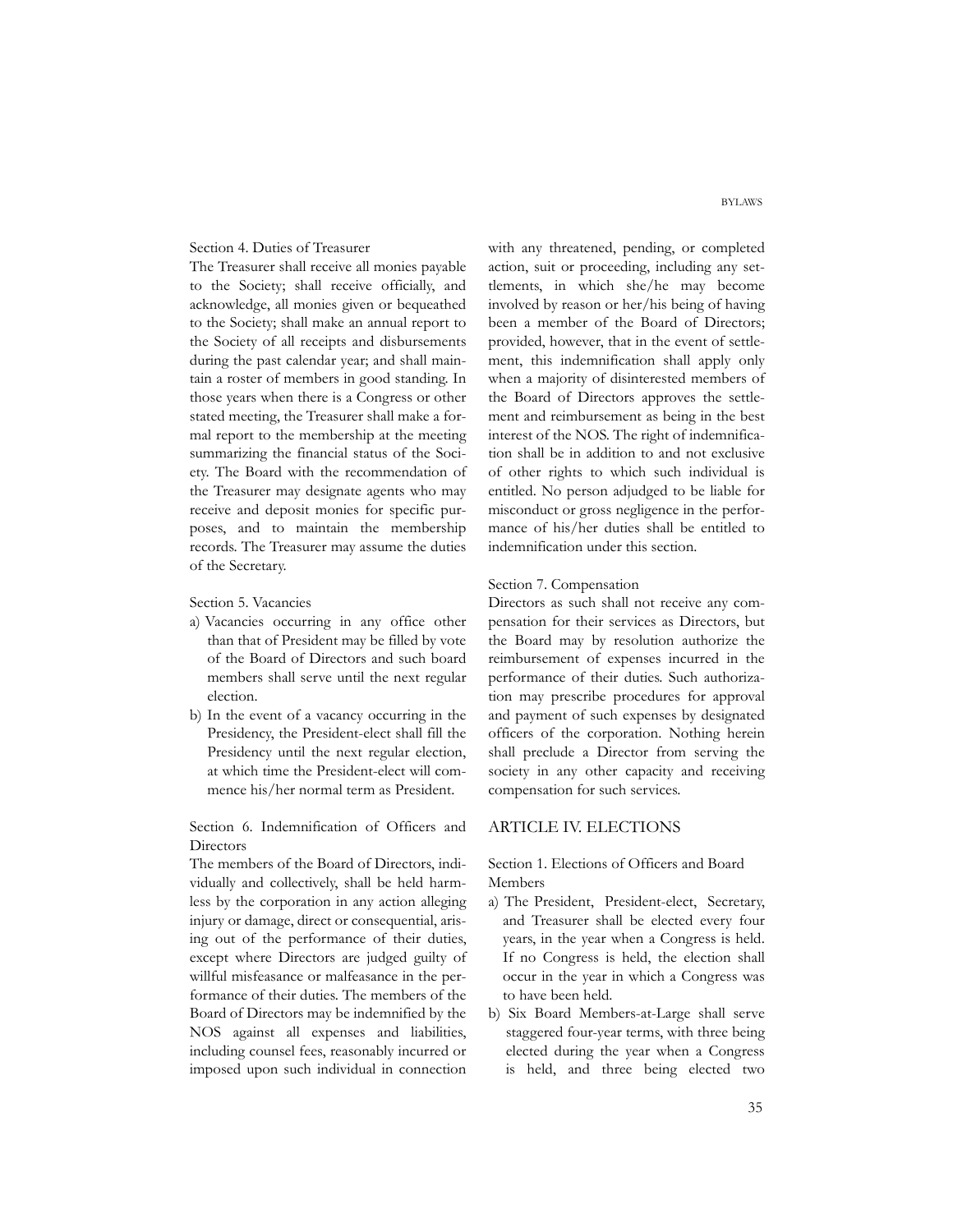Section 4. Duties of Treasurer

The Treasurer shall receive all monies payable to the Society; shall receive officially, and acknowledge, all monies given or bequeathed to the Society; shall make an annual report to the Society of all receipts and disbursements during the past calendar year; and shall maintain a roster of members in good standing. In those years when there is a Congress or other stated meeting, the Treasurer shall make a formal report to the membership at the meeting summarizing the financial status of the Society. The Board with the recommendation of the Treasurer may designate agents who may receive and deposit monies for specific purposes, and to maintain the membership records. The Treasurer may assume the duties of the Secretary.

Section 5. Vacancies

a) Vacancies occurring in any office other than that of President may be filled by vote of the Board of Directors and such board members shall serve until the next regular election.
b) In the event of a vacancy occurring in the Presidency, the President-elect shall fill the Presidency until the next regular election, at which time the President-elect will commence his/her normal term as President.

Section 6. Indemnification of Officers and Directors

The members of the Board of Directors, individually and collectively, shall be held harmless by the corporation in any action alleging injury or damage, direct or consequential, arising out of the performance of their duties, except where Directors are judged guilty of willful misfeasance or malfeasance in the performance of their duties. The members of the Board of Directors may be indemnified by the NOS against all expenses and liabilities, including counsel fees, reasonably incurred or imposed upon such individual in connection with any threatened, pending, or completed action, suit or proceeding, including any settlements, in which she/he may become involved by reason or her/his being of having been a member of the Board of Directors; provided, however, that in the event of settlement, this indemnification shall apply only when a majority of disinterested members of the Board of Directors approves the settlement and reimbursement as being in the best interest of the NOS. The right of indemnification shall be in addition to and not exclusive of other rights to which such individual is entitled. No person adjudged to be liable for misconduct or gross negligence in the performance of his/her duties shall be entitled to indemnification under this section.

Section 7. Compensation

Directors as such shall not receive any compensation for their services as Directors, but the Board may by resolution authorize the reimbursement of expenses incurred in the performance of their duties. Such authorization may prescribe procedures for approval and payment of such expenses by designated officers of the corporation. Nothing herein shall preclude a Director from serving the society in any other capacity and receiving compensation for such services.

## ARTICLE IV. ELECTIONS

Section 1. Elections of Officers and Board Members

a) The President, President-elect, Secretary, and Treasurer shall be elected every four years, in the year when a Congress is held. If no Congress is held, the election shall occur in the year in which a Congress was to have been held.
b) Six Board Members-at-Large shall serve staggered four-year terms, with three being elected during the year when a Congress is held, and three being elected two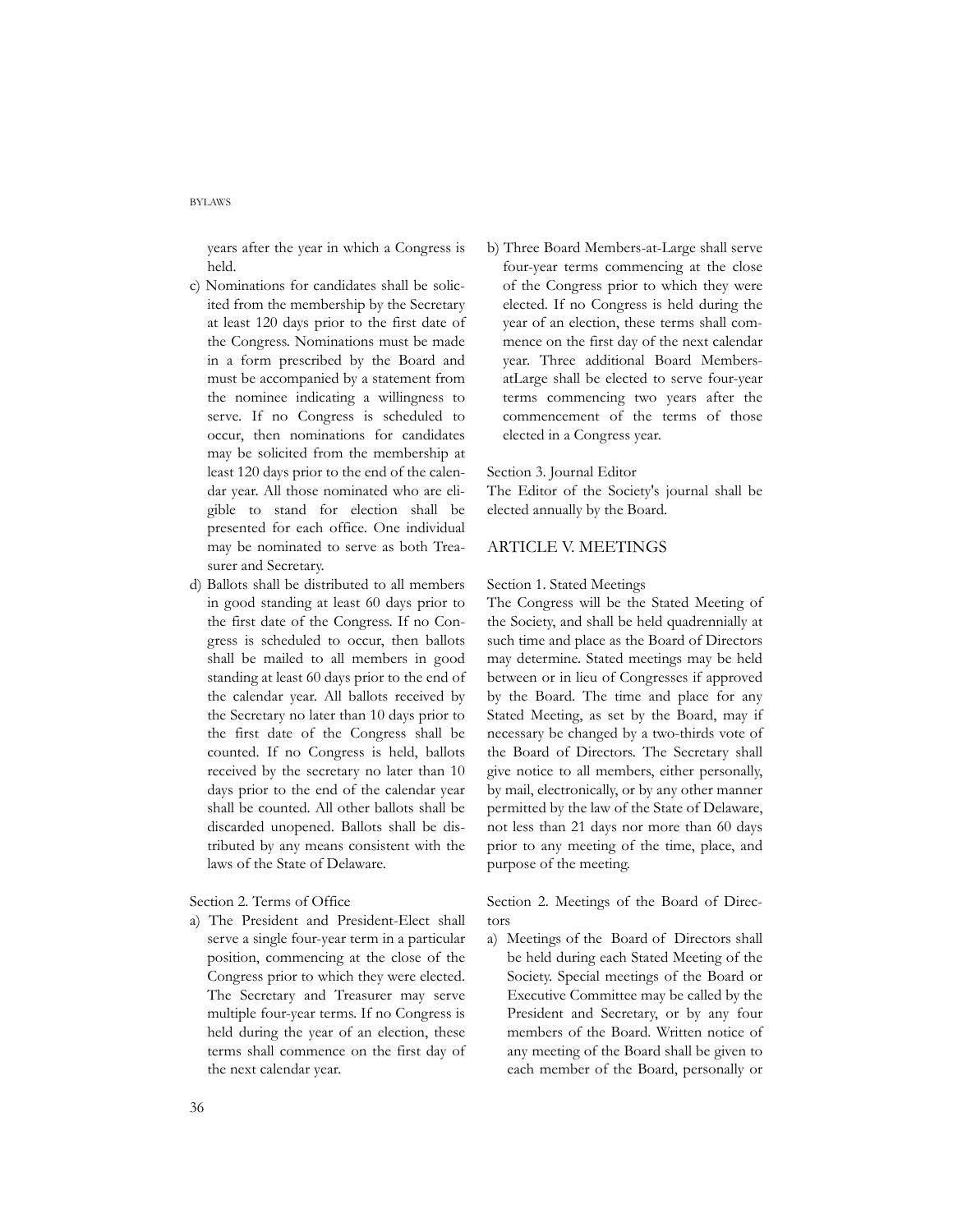years after the year in which a Congress is held.

c) Nominations for candidates shall be solicited from the membership by the Secretary at least 120 days prior to the first date of the Congress. Nominations must be made in a form prescribed by the Board and must be accompanied by a statement from the nominee indicating a willingness to serve. If no Congress is scheduled to occur, then nominations for candidates may be solicited from the membership at least 120 days prior to the end of the calendar year. All those nominated who are eligible to stand for election shall be presented for each office. One individual may be nominated to serve as both Treasurer and Secretary.

d) Ballots shall be distributed to all members in good standing at least 60 days prior to the first date of the Congress. If no Congress is scheduled to occur, then ballots shall be mailed to all members in good standing at least 60 days prior to the end of the calendar year. All ballots received by the Secretary no later than 10 days prior to the first date of the Congress shall be counted. If no Congress is held, ballots received by the secretary no later than 10 days prior to the end of the calendar year shall be counted. All other ballots shall be discarded unopened. Ballots shall be distributed by any means consistent with the laws of the State of Delaware.

Section 2. Terms of Office

a) The President and President-Elect shall serve a single four-year term in a particular position, commencing at the close of the Congress prior to which they were elected. The Secretary and Treasurer may serve multiple four-year terms. If no Congress is held during the year of an election, these terms shall commence on the first day of the next calendar year.

b) Three Board Members-at-Large shall serve four-year terms commencing at the close of the Congress prior to which they were elected. If no Congress is held during the year of an election, these terms shall commence on the first day of the next calendar year. Three additional Board Members-atLarge shall be elected to serve four-year terms commencing two years after the commencement of the terms of those elected in a Congress year.

Section 3. Journal Editor

The Editor of the Society's journal shall be elected annually by the Board.

## ARTICLE V. MEETINGS

Section 1. Stated Meetings

The Congress will be the Stated Meeting of the Society, and shall be held quadrennially at such time and place as the Board of Directors may determine. Stated meetings may be held between or in lieu of Congresses if approved by the Board. The time and place for any Stated Meeting, as set by the Board, may if necessary be changed by a two-thirds vote of the Board of Directors. The Secretary shall give notice to all members, either personally, by mail, electronically, or by any other manner permitted by the law of the State of Delaware, not less than 21 days nor more than 60 days prior to any meeting of the time, place, and purpose of the meeting.

Section 2. Meetings of the Board of Directors

a) Meetings of the Board of Directors shall be held during each Stated Meeting of the Society. Special meetings of the Board or Executive Committee may be called by the President and Secretary, or by any four members of the Board. Written notice of any meeting of the Board shall be given to each member of the Board, personally or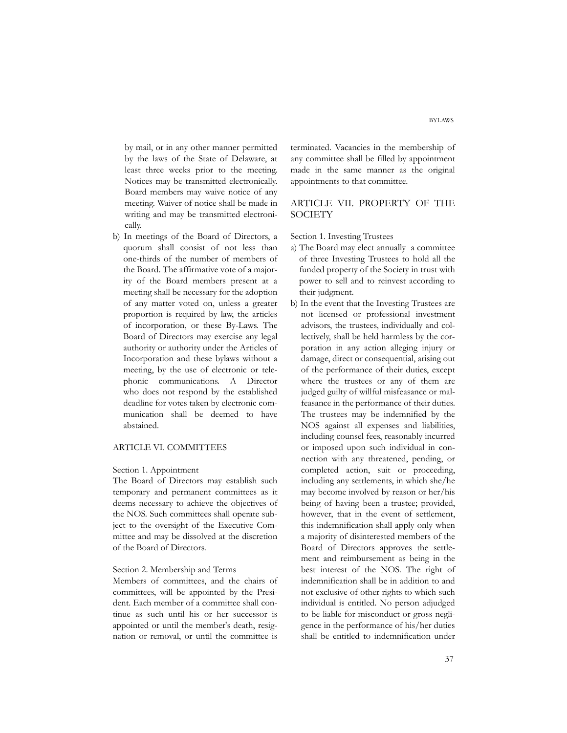by mail, or in any other manner permitted by the laws of the State of Delaware, at least three weeks prior to the meeting. Notices may be transmitted electronically. Board members may waive notice of any meeting. Waiver of notice shall be made in writing and may be transmitted electronically.

b) In meetings of the Board of Directors, a quorum shall consist of not less than one-thirds of the number of members of the Board. The affirmative vote of a majority of the Board members present at a meeting shall be necessary for the adoption of any matter voted on, unless a greater proportion is required by law, the articles of incorporation, or these By-Laws. The Board of Directors may exercise any legal authority or authority under the Articles of Incorporation and these bylaws without a meeting, by the use of electronic or telephonic communications. A Director who does not respond by the established deadline for votes taken by electronic communication shall be deemed to have abstained.

## ARTICLE VI. COMMITTEES

### Section 1. Appointment

The Board of Directors may establish such temporary and permanent committees as it deems necessary to achieve the objectives of the NOS. Such committees shall operate subject to the oversight of the Executive Committee and may be dissolved at the discretion of the Board of Directors.

### Section 2. Membership and Terms

Members of committees, and the chairs of committees, will be appointed by the President. Each member of a committee shall continue as such until his or her successor is appointed or until the member's death, resignation or removal, or until the committee is terminated. Vacancies in the membership of any committee shall be filled by appointment made in the same manner as the original appointments to that committee.

## ARTICLE VII. PROPERTY OF THE SOCIETY

### Section 1. Investing Trustees

a) The Board may elect annually a committee of three Investing Trustees to hold all the funded property of the Society in trust with power to sell and to reinvest according to their judgment.

b) In the event that the Investing Trustees are not licensed or professional investment advisors, the trustees, individually and collectively, shall be held harmless by the corporation in any action alleging injury or damage, direct or consequential, arising out of the performance of their duties, except where the trustees or any of them are judged guilty of willful misfeasance or malfeasance in the performance of their duties. The trustees may be indemnified by the NOS against all expenses and liabilities, including counsel fees, reasonably incurred or imposed upon such individual in connection with any threatened, pending, or completed action, suit or proceeding, including any settlements, in which she/he may become involved by reason or her/his being of having been a trustee; provided, however, that in the event of settlement, this indemnification shall apply only when a majority of disinterested members of the Board of Directors approves the settlement and reimbursement as being in the best interest of the NOS. The right of indemnification shall be in addition to and not exclusive of other rights to which such individual is entitled. No person adjudged to be liable for misconduct or gross negligence in the performance of his/her duties shall be entitled to indemnification under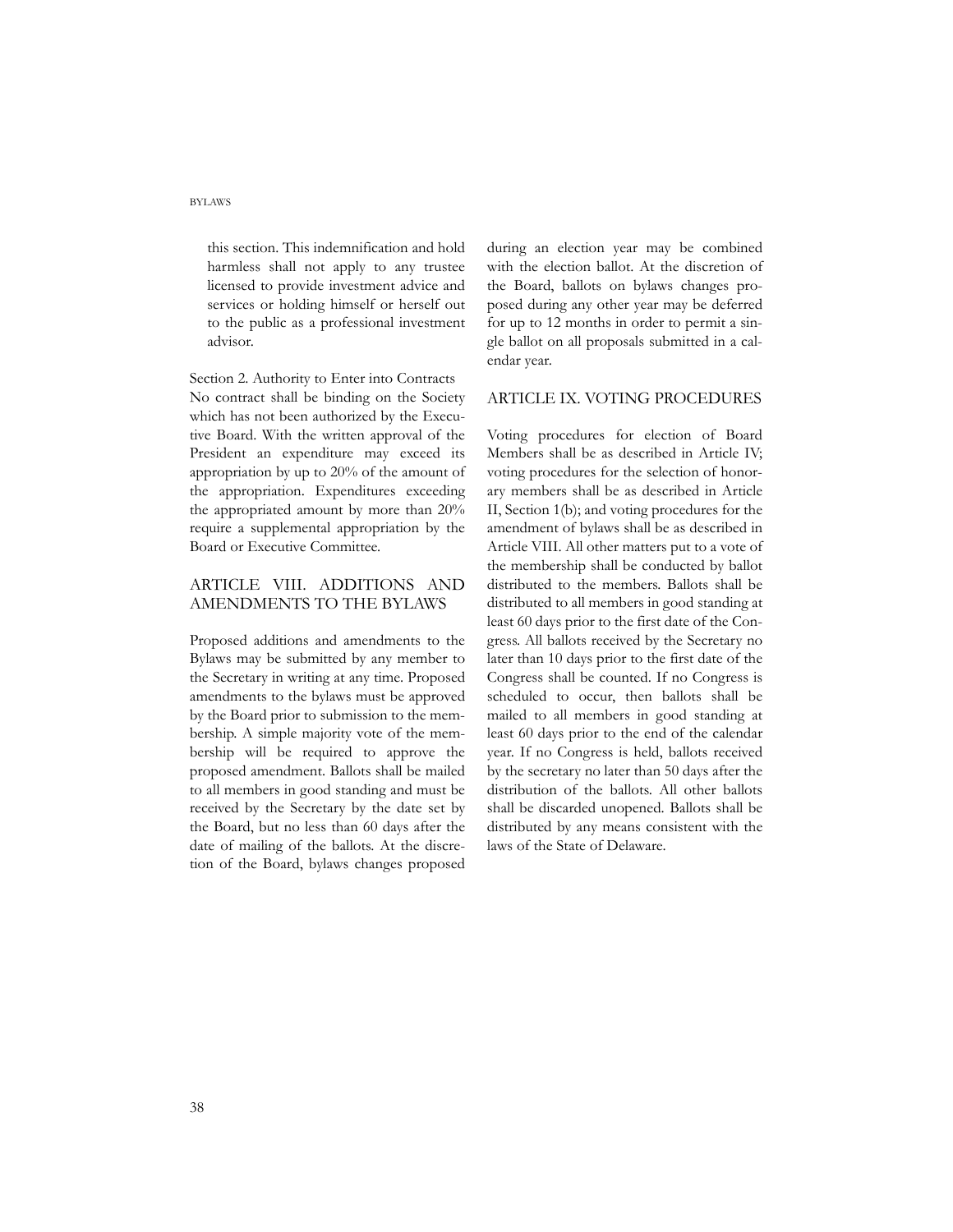this section. This indemnification and hold harmless shall not apply to any trustee licensed to provide investment advice and services or holding himself or herself out to the public as a professional investment advisor.

Section 2. Authority to Enter into Contracts
No contract shall be binding on the Society which has not been authorized by the Executive Board. With the written approval of the President an expenditure may exceed its appropriation by up to 20% of the amount of the appropriation. Expenditures exceeding the appropriated amount by more than 20% require a supplemental appropriation by the Board or Executive Committee.

## ARTICLE VIII. ADDITIONS AND AMENDMENTS TO THE BYLAWS

Proposed additions and amendments to the Bylaws may be submitted by any member to the Secretary in writing at any time. Proposed amendments to the bylaws must be approved by the Board prior to submission to the membership. A simple majority vote of the membership will be required to approve the proposed amendment. Ballots shall be mailed to all members in good standing and must be received by the Secretary by the date set by the Board, but no less than 60 days after the date of mailing of the ballots. At the discretion of the Board, bylaws changes proposed during an election year may be combined with the election ballot. At the discretion of the Board, ballots on bylaws changes proposed during any other year may be deferred for up to 12 months in order to permit a single ballot on all proposals submitted in a calendar year.

## ARTICLE IX. VOTING PROCEDURES

Voting procedures for election of Board Members shall be as described in Article IV; voting procedures for the selection of honorary members shall be as described in Article II, Section 1(b); and voting procedures for the amendment of bylaws shall be as described in Article VIII. All other matters put to a vote of the membership shall be conducted by ballot distributed to the members. Ballots shall be distributed to all members in good standing at least 60 days prior to the first date of the Congress. All ballots received by the Secretary no later than 10 days prior to the first date of the Congress shall be counted. If no Congress is scheduled to occur, then ballots shall be mailed to all members in good standing at least 60 days prior to the end of the calendar year. If no Congress is held, ballots received by the secretary no later than 50 days after the distribution of the ballots. All other ballots shall be discarded unopened. Ballots shall be distributed by any means consistent with the laws of the State of Delaware.